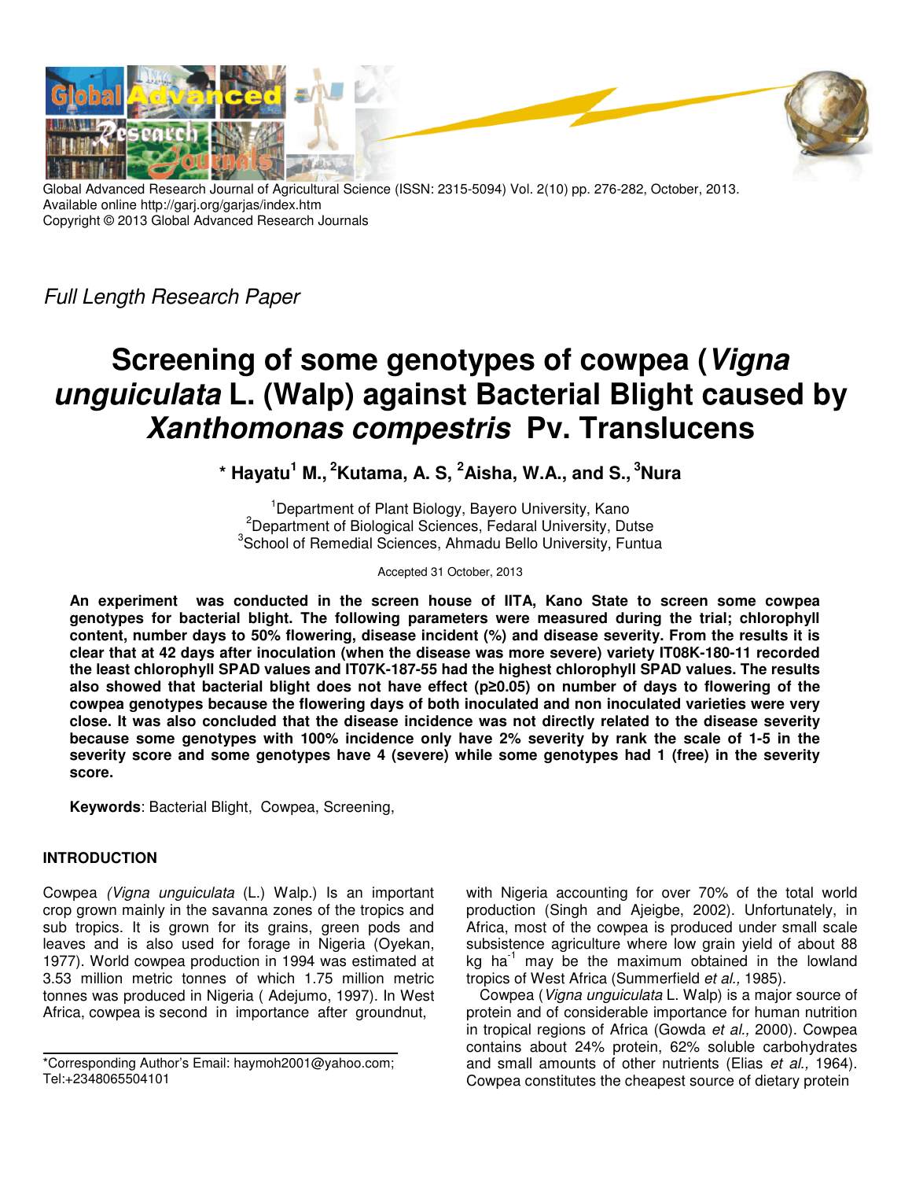Global Advanced Research Journal of Agricultural Science (ISSN: 2315-5094) Vol. 2(10) pp. 276-282, October, 2013.
Available online http://garj.org/garjas/index.htm
Copyright © 2013 Global Advanced Research Journals

*Full Length Research Paper*

# Screening of some genotypes of cowpea (*Vigna unguiculata* L. (Walp) against Bacterial Blight caused by *Xanthomonas compestris* Pv. Translucens

**\* Hayatu[1] M., [2]Kutama, A. S, [2]Aisha, W.A., and S., [3]Nura**

[1]Department of Plant Biology, Bayero University, Kano
[2]Department of Biological Sciences, Fedaral University, Dutse
[3]School of Remedial Sciences, Ahmadu Bello University, Funtua

Accepted 31 October, 2013

**An experiment was conducted in the screen house of IITA, Kano State to screen some cowpea genotypes for bacterial blight. The following parameters were measured during the trial; chlorophyll content, number days to 50% flowering, disease incident (%) and disease severity. From the results it is clear that at 42 days after inoculation (when the disease was more severe) variety IT08K-180-11 recorded the least chlorophyll SPAD values and IT07K-187-55 had the highest chlorophyll SPAD values. The results also showed that bacterial blight does not have effect ($p \geq 0.05$) on number of days to flowering of the cowpea genotypes because the flowering days of both inoculated and non inoculated varieties were very close. It was also concluded that the disease incidence was not directly related to the disease severity because some genotypes with 100% incidence only have 2% severity by rank the scale of 1-5 in the severity score and some genotypes have 4 (severe) while some genotypes had 1 (free) in the severity score.**

**Keywords**: Bacterial Blight, Cowpea, Screening,

## INTRODUCTION

Cowpea *(Vigna unguiculata* (L.) Walp.) Is an important crop grown mainly in the savanna zones of the tropics and sub tropics. It is grown for its grains, green pods and leaves and is also used for forage in Nigeria (Oyekan, 1977). World cowpea production in 1994 was estimated at 3.53 million metric tonnes of which 1.75 million metric tonnes was produced in Nigeria ( Adejumo, 1997). In West Africa, cowpea is second in importance after groundnut, with Nigeria accounting for over 70% of the total world production (Singh and Ajeigbe, 2002). Unfortunately, in Africa, most of the cowpea is produced under small scale subsistence agriculture where low grain yield of about 88 kg $ha^{-1}$ may be the maximum obtained in the lowland tropics of West Africa (Summerfield *et al.,* 1985).

Cowpea (*Vigna unguiculata* L. Walp) is a major source of protein and of considerable importance for human nutrition in tropical regions of Africa (Gowda *et al.,* 2000). Cowpea contains about 24% protein, 62% soluble carbohydrates and small amounts of other nutrients (Elias *et al.,* 1964). Cowpea constitutes the cheapest source of dietary protein

\*Corresponding Author's Email: haymoh2001@yahoo.com; Tel:+2348065504101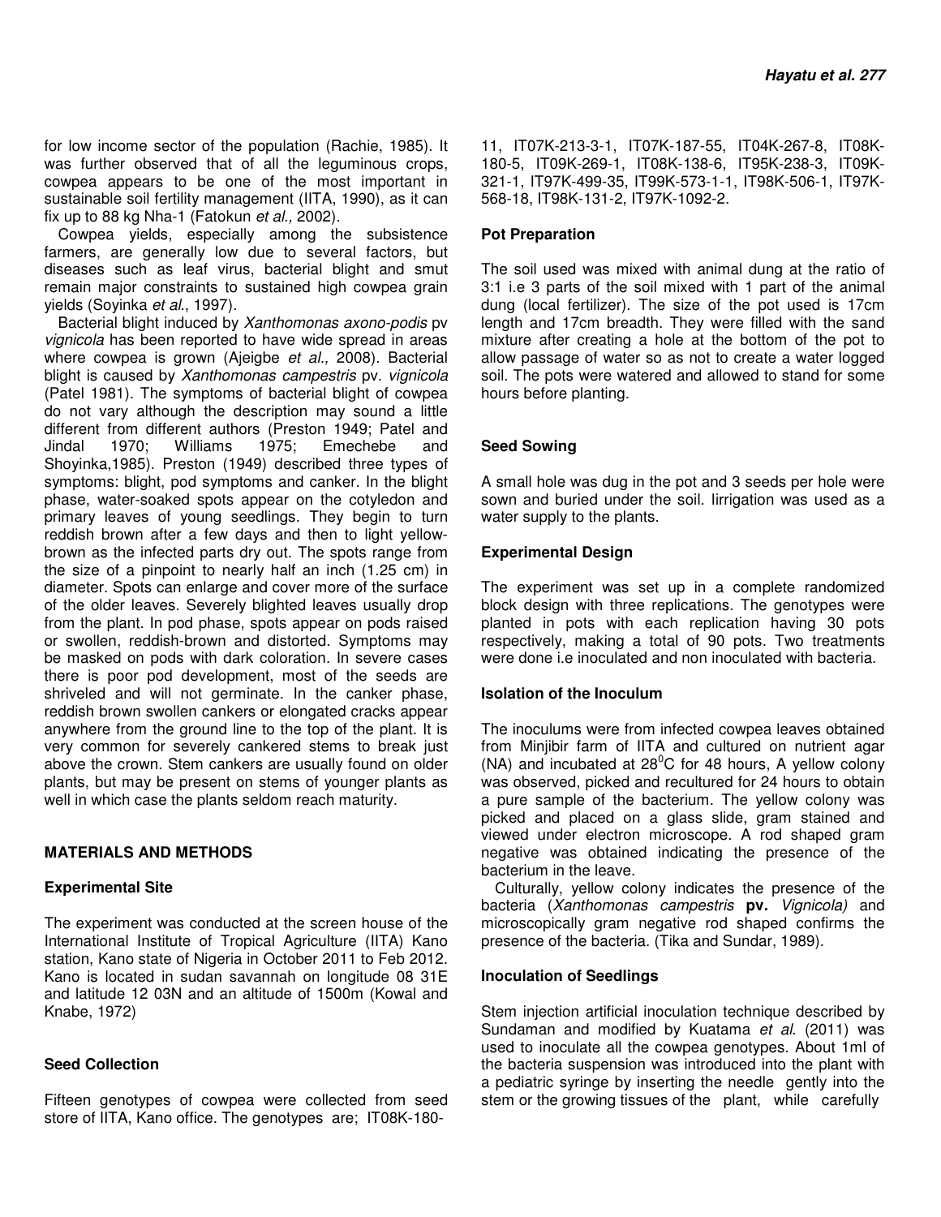for low income sector of the population (Rachie, 1985). It was further observed that of all the leguminous crops, cowpea appears to be one of the most important in sustainable soil fertility management (IITA, 1990), as it can fix up to 88 kg Nha-1 (Fatokun *et al.,* 2002).

Cowpea yields, especially among the subsistence farmers, are generally low due to several factors, but diseases such as leaf virus, bacterial blight and smut remain major constraints to sustained high cowpea grain yields (Soyinka *et al*., 1997).

Bacterial blight induced by *Xanthomonas axono-podis* pv *vignicola* has been reported to have wide spread in areas where cowpea is grown (Ajeigbe *et al.,* 2008). Bacterial blight is caused by *Xanthomonas campestris* pv. *vignicola* (Patel 1981). The symptoms of bacterial blight of cowpea do not vary although the description may sound a little different from different authors (Preston 1949; Patel and Jindal 1970; Williams 1975; Emechebe and Shoyinka,1985). Preston (1949) described three types of symptoms: blight, pod symptoms and canker. In the blight phase, water-soaked spots appear on the cotyledon and primary leaves of young seedlings. They begin to turn reddish brown after a few days and then to light yellow-brown as the infected parts dry out. The spots range from the size of a pinpoint to nearly half an inch (1.25 cm) in diameter. Spots can enlarge and cover more of the surface of the older leaves. Severely blighted leaves usually drop from the plant. In pod phase, spots appear on pods raised or swollen, reddish-brown and distorted. Symptoms may be masked on pods with dark coloration. In severe cases there is poor pod development, most of the seeds are shriveled and will not germinate. In the canker phase, reddish brown swollen cankers or elongated cracks appear anywhere from the ground line to the top of the plant. It is very common for severely cankered stems to break just above the crown. Stem cankers are usually found on older plants, but may be present on stems of younger plants as well in which case the plants seldom reach maturity.

## MATERIALS AND METHODS

### Experimental Site

The experiment was conducted at the screen house of the International Institute of Tropical Agriculture (IITA) Kano station, Kano state of Nigeria in October 2011 to Feb 2012. Kano is located in sudan savannah on longitude 08 31E and latitude 12 03N and an altitude of 1500m (Kowal and Knabe, 1972)

### Seed Collection

Fifteen genotypes of cowpea were collected from seed store of IITA, Kano office. The genotypes are; IT08K-180-11, IT07K-213-3-1, IT07K-187-55, IT04K-267-8, IT08K-180-5, IT09K-269-1, IT08K-138-6, IT95K-238-3, IT09K-321-1, IT97K-499-35, IT99K-573-1-1, IT98K-506-1, IT97K-568-18, IT98K-131-2, IT97K-1092-2.

### Pot Preparation

The soil used was mixed with animal dung at the ratio of 3:1 i.e 3 parts of the soil mixed with 1 part of the animal dung (local fertilizer). The size of the pot used is 17cm length and 17cm breadth. They were filled with the sand mixture after creating a hole at the bottom of the pot to allow passage of water so as not to create a water logged soil. The pots were watered and allowed to stand for some hours before planting.

### Seed Sowing

A small hole was dug in the pot and 3 seeds per hole were sown and buried under the soil. Iirrigation was used as a water supply to the plants.

### Experimental Design

The experiment was set up in a complete randomized block design with three replications. The genotypes were planted in pots with each replication having 30 pots respectively, making a total of 90 pots. Two treatments were done i.e inoculated and non inoculated with bacteria.

### Isolation of the Inoculum

The inoculums were from infected cowpea leaves obtained from Minjibir farm of IITA and cultured on nutrient agar (NA) and incubated at 28$^{0}$C for 48 hours, A yellow colony was observed, picked and recultured for 24 hours to obtain a pure sample of the bacterium. The yellow colony was picked and placed on a glass slide, gram stained and viewed under electron microscope. A rod shaped gram negative was obtained indicating the presence of the bacterium in the leave.

Culturally, yellow colony indicates the presence of the bacteria (*Xanthomonas campestris* **pv.** *Vignicola)* and microscopically gram negative rod shaped confirms the presence of the bacteria. (Tika and Sundar, 1989).

### Inoculation of Seedlings

Stem injection artificial inoculation technique described by Sundaman and modified by Kuatama *et al.* (2011) was used to inoculate all the cowpea genotypes. About 1ml of the bacteria suspension was introduced into the plant with a pediatric syringe by inserting the needle gently into the stem or the growing tissues of the plant, while carefully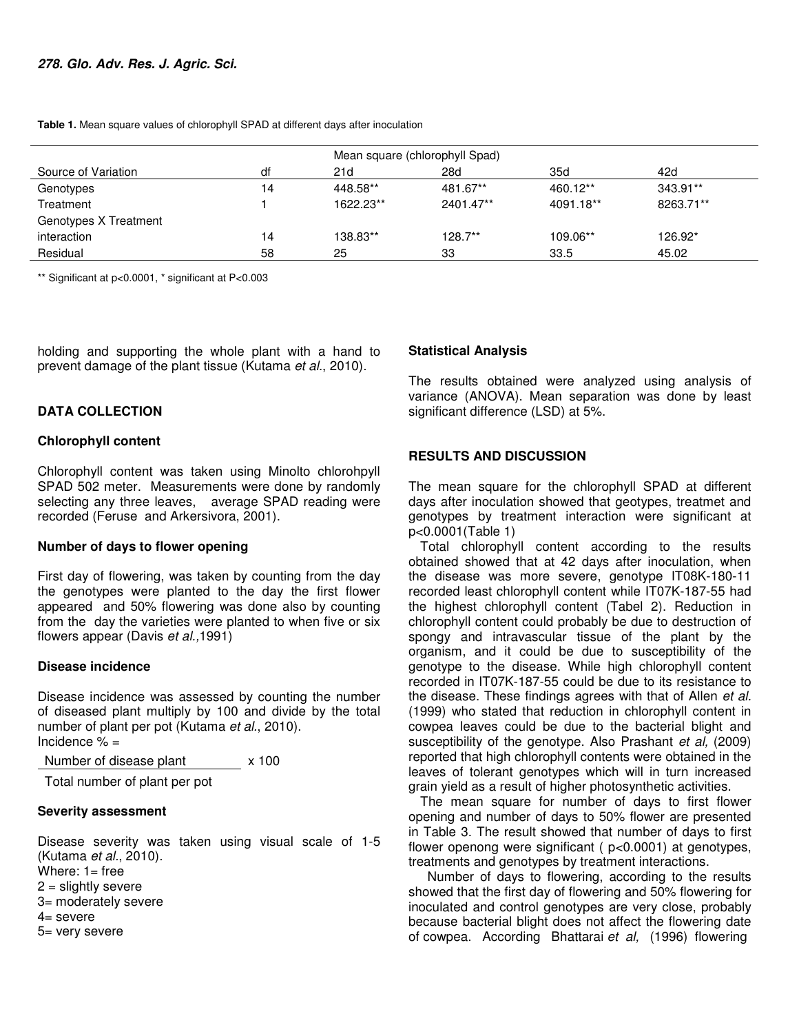**Table 1.** Mean square values of chlorophyll SPAD at different days after inoculation

| | | Mean square (chlorophyll Spad) | | | |
|---|---|---|---|---|---|
| Source of Variation | df | 21d | 28d | 35d | 42d |
| Genotypes | 14 | 448.58** | 481.67** | 460.12** | 343.91** |
| Treatment | 1 | 1622.23** | 2401.47** | 4091.18** | 8263.71** |
| Genotypes X Treatment interaction | 14 | 138.83** | 128.7** | 109.06** | 126.92* |
| Residual | 58 | 25 | 33 | 33.5 | 45.02 |

** Significant at p<0.0001, * significant at P<0.003

holding and supporting the whole plant with a hand to prevent damage of the plant tissue (Kutama *et al*., 2010).

## DATA COLLECTION

### Chlorophyll content

Chlorophyll content was taken using Minolto chlorohpyll SPAD 502 meter. Measurements were done by randomly selecting any three leaves, average SPAD reading were recorded (Feruse and Arkersivora, 2001).

### Number of days to flower opening

First day of flowering, was taken by counting from the day the genotypes were planted to the day the first flower appeared and 50% flowering was done also by counting from the day the varieties were planted to when five or six flowers appear (Davis *et al.,*1991)

### Disease incidence

Disease incidence was assessed by counting the number of diseased plant multiply by 100 and divide by the total number of plant per pot (Kutama *et al*., 2010).

$$\text{Incidence \%} = \frac{\text{Number of disease plant}}{\text{Total number of plant per pot}} \times 100$$

### Severity assessment

Disease severity was taken using visual scale of 1-5 (Kutama *et al*., 2010).

Where: 1= free
2 = slightly severe
3= moderately severe
4= severe
5= very severe

### Statistical Analysis

The results obtained were analyzed using analysis of variance (ANOVA). Mean separation was done by least significant difference (LSD) at 5%.

## RESULTS AND DISCUSSION

The mean square for the chlorophyll SPAD at different days after inoculation showed that geotypes, treatmet and genotypes by treatment interaction were significant at p<0.0001(Table 1)

Total chlorophyll content according to the results obtained showed that at 42 days after inoculation, when the disease was more severe, genotype IT08K-180-11 recorded least chlorophyll content while IT07K-187-55 had the highest chlorophyll content (Tabel 2). Reduction in chlorophyll content could probably be due to destruction of spongy and intravascular tissue of the plant by the organism, and it could be due to susceptibility of the genotype to the disease. While high chlorophyll content recorded in IT07K-187-55 could be due to its resistance to the disease. These findings agrees with that of Allen *et al.* (1999) who stated that reduction in chlorophyll content in cowpea leaves could be due to the bacterial blight and susceptibility of the genotype. Also Prashant *et al,* (2009) reported that high chlorophyll contents were obtained in the leaves of tolerant genotypes which will in turn increased grain yield as a result of higher photosynthetic activities.

The mean square for number of days to first flower opening and number of days to 50% flower are presented in Table 3. The result showed that number of days to first flower openong were significant ( p<0.0001) at genotypes, treatments and genotypes by treatment interactions.

Number of days to flowering, according to the results showed that the first day of flowering and 50% flowering for inoculated and control genotypes are very close, probably because bacterial blight does not affect the flowering date of cowpea. According Bhattarai *et al,* (1996) flowering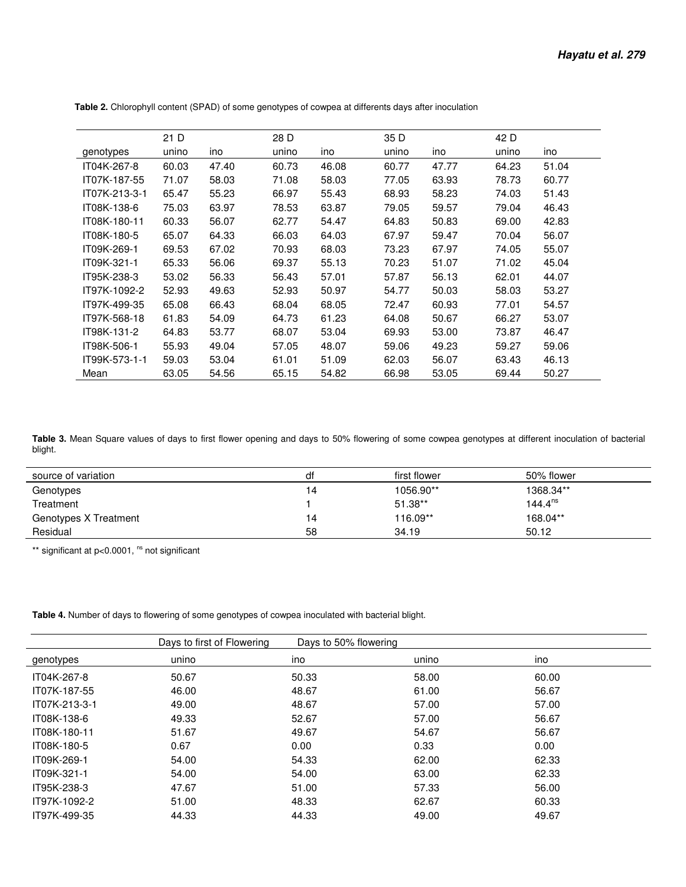**Table 2.** Chlorophyll content (SPAD) of some genotypes of cowpea at differents days after inoculation

| | 21 D | | 28 D | | 35 D | | 42 D | |
|---|---|---|---|---|---|---|---|---|
| genotypes | unino | ino | unino | ino | unino | ino | unino | ino |
| IT04K-267-8 | 60.03 | 47.40 | 60.73 | 46.08 | 60.77 | 47.77 | 64.23 | 51.04 |
| IT07K-187-55 | 71.07 | 58.03 | 71.08 | 58.03 | 77.05 | 63.93 | 78.73 | 60.77 |
| IT07K-213-3-1 | 65.47 | 55.23 | 66.97 | 55.43 | 68.93 | 58.23 | 74.03 | 51.43 |
| IT08K-138-6 | 75.03 | 63.97 | 78.53 | 63.87 | 79.05 | 59.57 | 79.04 | 46.43 |
| IT08K-180-11 | 60.33 | 56.07 | 62.77 | 54.47 | 64.83 | 50.83 | 69.00 | 42.83 |
| IT08K-180-5 | 65.07 | 64.33 | 66.03 | 64.03 | 67.97 | 59.47 | 70.04 | 56.07 |
| IT09K-269-1 | 69.53 | 67.02 | 70.93 | 68.03 | 73.23 | 67.97 | 74.05 | 55.07 |
| IT09K-321-1 | 65.33 | 56.06 | 69.37 | 55.13 | 70.23 | 51.07 | 71.02 | 45.04 |
| IT95K-238-3 | 53.02 | 56.33 | 56.43 | 57.01 | 57.87 | 56.13 | 62.01 | 44.07 |
| IT97K-1092-2 | 52.93 | 49.63 | 52.93 | 50.97 | 54.77 | 50.03 | 58.03 | 53.27 |
| IT97K-499-35 | 65.08 | 66.43 | 68.04 | 68.05 | 72.47 | 60.93 | 77.01 | 54.57 |
| IT97K-568-18 | 61.83 | 54.09 | 64.73 | 61.23 | 64.08 | 50.67 | 66.27 | 53.07 |
| IT98K-131-2 | 64.83 | 53.77 | 68.07 | 53.04 | 69.93 | 53.00 | 73.87 | 46.47 |
| IT98K-506-1 | 55.93 | 49.04 | 57.05 | 48.07 | 59.06 | 49.23 | 59.27 | 59.06 |
| IT99K-573-1-1 | 59.03 | 53.04 | 61.01 | 51.09 | 62.03 | 56.07 | 63.43 | 46.13 |
| Mean | 63.05 | 54.56 | 65.15 | 54.82 | 66.98 | 53.05 | 69.44 | 50.27 |

**Table 3.** Mean Square values of days to first flower opening and days to 50% flowering of some cowpea genotypes at different inoculation of bacterial blight.

| source of variation | df | first flower | 50% flower |
|---|---|---|---|
| Genotypes | 14 | 1056.90** | 1368.34** |
| Treatment | 1 | 51.38** | $144.4^{ns}$ |
| Genotypes X Treatment | 14 | 116.09** | 168.04** |
| Residual | 58 | 34.19 | 50.12 |

** significant at $p<0.0001$, $^{ns}$ not significant

**Table 4.** Number of days to flowering of some genotypes of cowpea inoculated with bacterial blight.

| | Days to first of Flowering | | Days to 50% flowering | |
|---|---|---|---|---|
| genotypes | unino | ino | unino | ino |
| IT04K-267-8 | 50.67 | 50.33 | 58.00 | 60.00 |
| IT07K-187-55 | 46.00 | 48.67 | 61.00 | 56.67 |
| IT07K-213-3-1 | 49.00 | 48.67 | 57.00 | 57.00 |
| IT08K-138-6 | 49.33 | 52.67 | 57.00 | 56.67 |
| IT08K-180-11 | 51.67 | 49.67 | 54.67 | 56.67 |
| IT08K-180-5 | 0.67 | 0.00 | 0.33 | 0.00 |
| IT09K-269-1 | 54.00 | 54.33 | 62.00 | 62.33 |
| IT09K-321-1 | 54.00 | 54.00 | 63.00 | 62.33 |
| IT95K-238-3 | 47.67 | 51.00 | 57.33 | 56.00 |
| IT97K-1092-2 | 51.00 | 48.33 | 62.67 | 60.33 |
| IT97K-499-35 | 44.33 | 44.33 | 49.00 | 49.67 |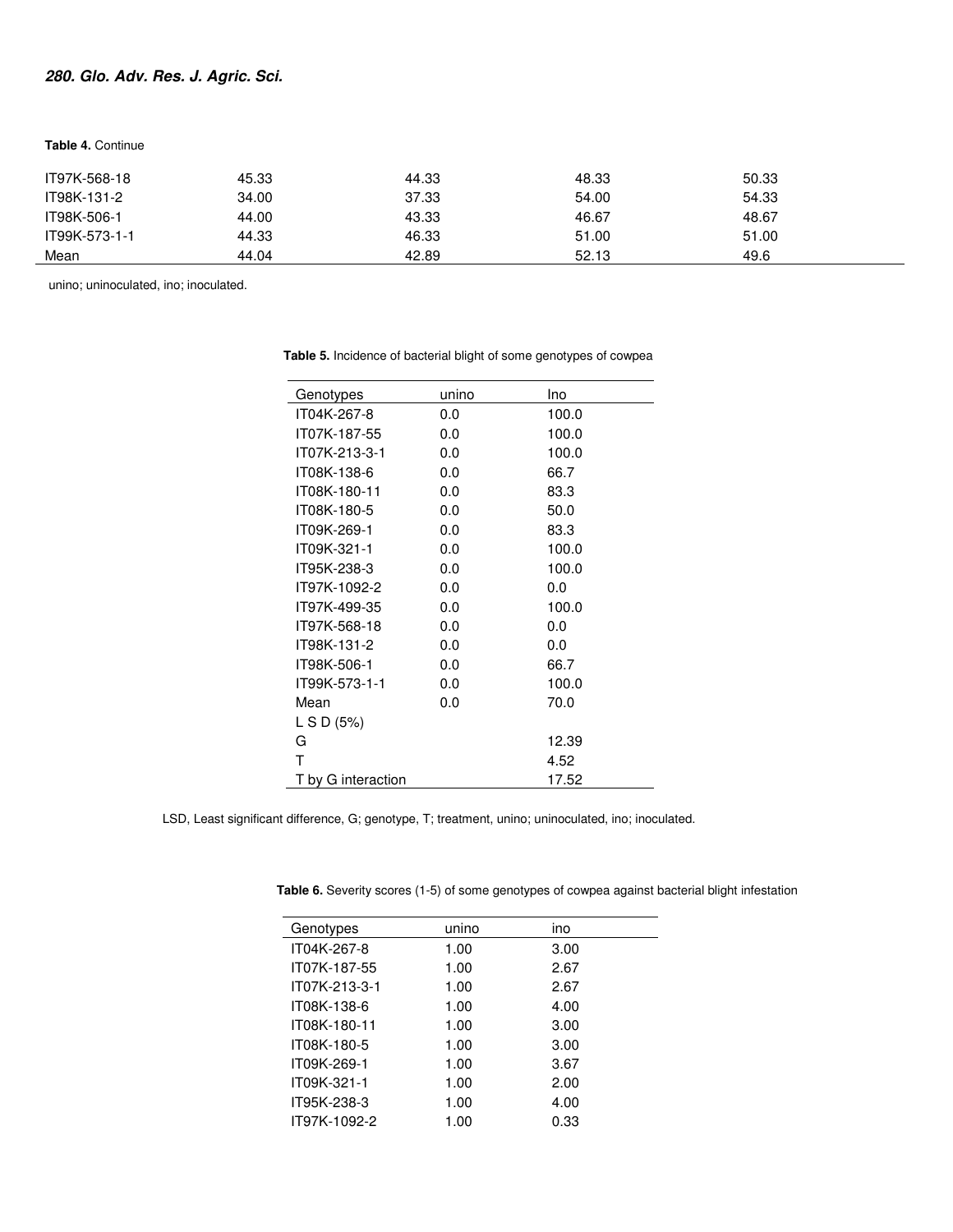**Table 4.** Continue

| | | | | |
|---|---|---|---|---|
| IT97K-568-18 | 45.33 | 44.33 | 48.33 | 50.33 |
| IT98K-131-2 | 34.00 | 37.33 | 54.00 | 54.33 |
| IT98K-506-1 | 44.00 | 43.33 | 46.67 | 48.67 |
| IT99K-573-1-1 | 44.33 | 46.33 | 51.00 | 51.00 |
| Mean | 44.04 | 42.89 | 52.13 | 49.6 |

unino; uninoculated, ino; inoculated.

**Table 5.** Incidence of bacterial blight of some genotypes of cowpea

| Genotypes | unino | Ino |
|---|---|---|
| IT04K-267-8 | 0.0 | 100.0 |
| IT07K-187-55 | 0.0 | 100.0 |
| IT07K-213-3-1 | 0.0 | 100.0 |
| IT08K-138-6 | 0.0 | 66.7 |
| IT08K-180-11 | 0.0 | 83.3 |
| IT08K-180-5 | 0.0 | 50.0 |
| IT09K-269-1 | 0.0 | 83.3 |
| IT09K-321-1 | 0.0 | 100.0 |
| IT95K-238-3 | 0.0 | 100.0 |
| IT97K-1092-2 | 0.0 | 0.0 |
| IT97K-499-35 | 0.0 | 100.0 |
| IT97K-568-18 | 0.0 | 0.0 |
| IT98K-131-2 | 0.0 | 0.0 |
| IT98K-506-1 | 0.0 | 66.7 |
| IT99K-573-1-1 | 0.0 | 100.0 |
| Mean | 0.0 | 70.0 |
| L S D (5%) | | |
| G | | 12.39 |
| T | | 4.52 |
| T by G interaction | | 17.52 |

LSD, Least significant difference, G; genotype, T; treatment, unino; uninoculated, ino; inoculated.

**Table 6.** Severity scores (1-5) of some genotypes of cowpea against bacterial blight infestation

| Genotypes | unino | ino |
|---|---|---|
| IT04K-267-8 | 1.00 | 3.00 |
| IT07K-187-55 | 1.00 | 2.67 |
| IT07K-213-3-1 | 1.00 | 2.67 |
| IT08K-138-6 | 1.00 | 4.00 |
| IT08K-180-11 | 1.00 | 3.00 |
| IT08K-180-5 | 1.00 | 3.00 |
| IT09K-269-1 | 1.00 | 3.67 |
| IT09K-321-1 | 1.00 | 2.00 |
| IT95K-238-3 | 1.00 | 4.00 |
| IT97K-1092-2 | 1.00 | 0.33 |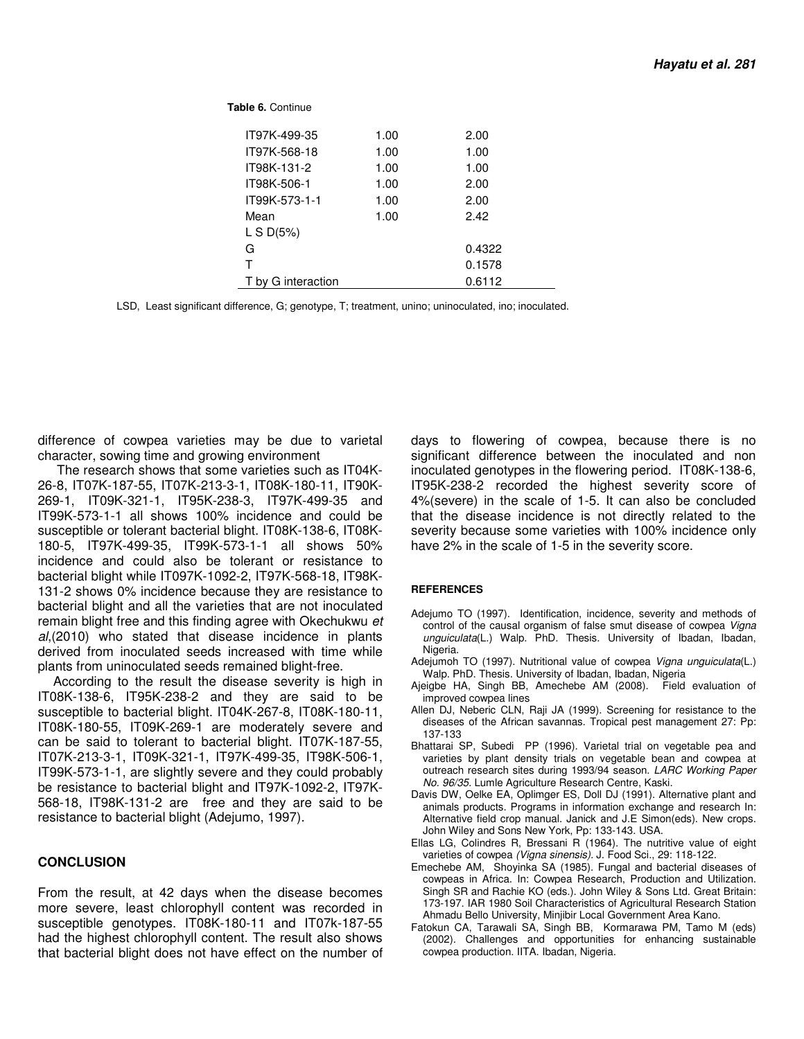**Table 6.** Continue

| | | |
|---|---|---|
| IT97K-499-35 | 1.00 | 2.00 |
| IT97K-568-18 | 1.00 | 1.00 |
| IT98K-131-2 | 1.00 | 1.00 |
| IT98K-506-1 | 1.00 | 2.00 |
| IT99K-573-1-1 | 1.00 | 2.00 |
| Mean | 1.00 | 2.42 |
| L S D(5%) | | |
| G | | 0.4322 |
| T | | 0.1578 |
| T by G interaction | | 0.6112 |

LSD, Least significant difference, G; genotype, T; treatment, unino; uninoculated, ino; inoculated.

difference of cowpea varieties may be due to varietal character, sowing time and growing environment

The research shows that some varieties such as IT04K-26-8, IT07K-187-55, IT07K-213-3-1, IT08K-180-11, IT90K-269-1, IT09K-321-1, IT95K-238-3, IT97K-499-35 and IT99K-573-1-1 all shows 100% incidence and could be susceptible or tolerant bacterial blight. IT08K-138-6, IT08K-180-5, IT97K-499-35, IT99K-573-1-1 all shows 50% incidence and could also be tolerant or resistance to bacterial blight while IT097K-1092-2, IT97K-568-18, IT98K-131-2 shows 0% incidence because they are resistance to bacterial blight and all the varieties that are not inoculated remain blight free and this finding agree with Okechukwu *et al*,(2010) who stated that disease incidence in plants derived from inoculated seeds increased with time while plants from uninoculated seeds remained blight-free.

According to the result the disease severity is high in IT08K-138-6, IT95K-238-2 and they are said to be susceptible to bacterial blight. IT04K-267-8, IT08K-180-11, IT08K-180-55, IT09K-269-1 are moderately severe and can be said to tolerant to bacterial blight. IT07K-187-55, IT07K-213-3-1, IT09K-321-1, IT97K-499-35, IT98K-506-1, IT99K-573-1-1, are slightly severe and they could probably be resistance to bacterial blight and IT97K-1092-2, IT97K-568-18, IT98K-131-2 are free and they are said to be resistance to bacterial blight (Adejumo, 1997).

## CONCLUSION

From the result, at 42 days when the disease becomes more severe, least chlorophyll content was recorded in susceptible genotypes. IT08K-180-11 and IT07k-187-55 had the highest chlorophyll content. The result also shows that bacterial blight does not have effect on the number of days to flowering of cowpea, because there is no significant difference between the inoculated and non inoculated genotypes in the flowering period. IT08K-138-6, IT95K-238-2 recorded the highest severity score of 4%(severe) in the scale of 1-5. It can also be concluded that the disease incidence is not directly related to the severity because some varieties with 100% incidence only have 2% in the scale of 1-5 in the severity score.

### REFERENCES

Adejumo TO (1997). Identification, incidence, severity and methods of control of the causal organism of false smut disease of cowpea *Vigna unguiculata*(L.) Walp. PhD. Thesis. University of Ibadan, Ibadan, Nigeria.

Adejumoh TO (1997). Nutritional value of cowpea *Vigna unguiculata*(L.) Walp. PhD. Thesis. University of Ibadan, Ibadan, Nigeria

Ajeigbe HA, Singh BB, Amechebe AM (2008). Field evaluation of improved cowpea lines

Allen DJ, Neberic CLN, Raji JA (1999). Screening for resistance to the diseases of the African savannas. Tropical pest management 27: Pp: 137-133

Bhattarai SP, Subedi PP (1996). Varietal trial on vegetable pea and varieties by plant density trials on vegetable bean and cowpea at outreach research sites during 1993/94 season. *LARC Working Paper No. 96/35*. Lumle Agriculture Research Centre, Kaski.

Davis DW, Oelke EA, Oplimger ES, Doll DJ (1991). Alternative plant and animals products. Programs in information exchange and research In: Alternative field crop manual. Janick and J.E Simon(eds). New crops. John Wiley and Sons New York, Pp: 133-143. USA.

Ellas LG, Colindres R, Bressani R (1964). The nutritive value of eight varieties of cowpea *(Vigna sinensis)*. J. Food Sci., 29: 118-122.

Emechebe AM, Shoyinka SA (1985). Fungal and bacterial diseases of cowpeas in Africa. In: Cowpea Research, Production and Utilization. Singh SR and Rachie KO (eds.). John Wiley & Sons Ltd. Great Britain: 173-197. IAR 1980 Soil Characteristics of Agricultural Research Station Ahmadu Bello University, Minjibir Local Government Area Kano.

Fatokun CA, Tarawali SA, Singh BB, Kormarawa PM, Tamo M (eds) (2002). Challenges and opportunities for enhancing sustainable cowpea production. IITA. Ibadan, Nigeria.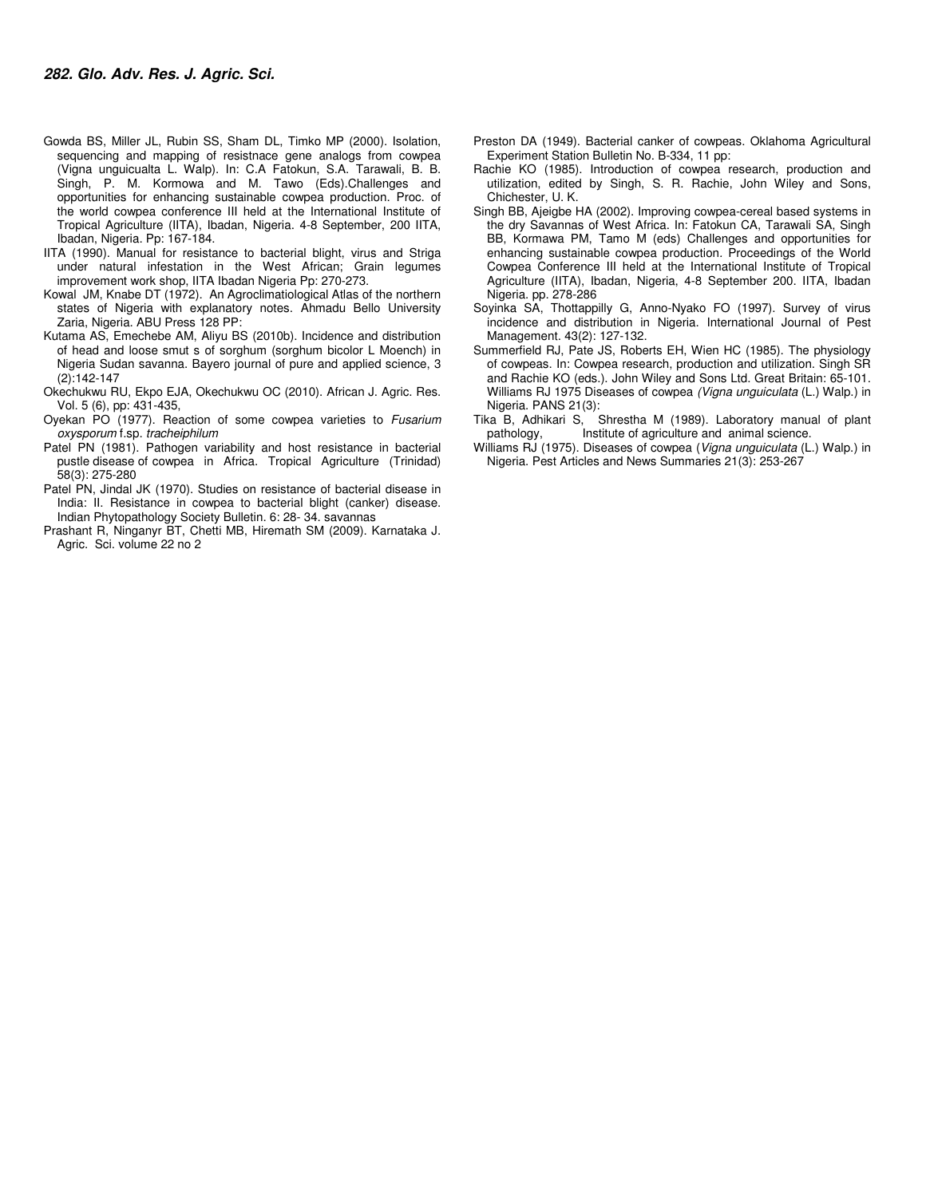Gowda BS, Miller JL, Rubin SS, Sham DL, Timko MP (2000). Isolation, sequencing and mapping of resistnace gene analogs from cowpea (Vigna unguicualta L. Walp). In: C.A Fatokun, S.A. Tarawali, B. B. Singh, P. M. Kormowa and M. Tawo (Eds).Challenges and opportunities for enhancing sustainable cowpea production. Proc. of the world cowpea conference III held at the International Institute of Tropical Agriculture (IITA), Ibadan, Nigeria. 4-8 September, 200 IITA, Ibadan, Nigeria. Pp: 167-184.

IITA (1990). Manual for resistance to bacterial blight, virus and Striga under natural infestation in the West African; Grain legumes improvement work shop, IITA Ibadan Nigeria Pp: 270-273.

Kowal JM, Knabe DT (1972). An Agroclimatiological Atlas of the northern states of Nigeria with explanatory notes. Ahmadu Bello University Zaria, Nigeria. ABU Press 128 PP:

Kutama AS, Emechebe AM, Aliyu BS (2010b). Incidence and distribution of head and loose smut s of sorghum (sorghum bicolor L Moench) in Nigeria Sudan savanna. Bayero journal of pure and applied science, 3 (2):142-147

Okechukwu RU, Ekpo EJA, Okechukwu OC (2010). African J. Agric. Res. Vol. 5 (6), pp: 431-435,

Oyekan PO (1977). Reaction of some cowpea varieties to *Fusarium oxysporum* f.sp. *tracheiphilum*

Patel PN (1981). Pathogen variability and host resistance in bacterial pustle disease of cowpea in Africa. Tropical Agriculture (Trinidad) 58(3): 275-280

Patel PN, Jindal JK (1970). Studies on resistance of bacterial disease in India: II. Resistance in cowpea to bacterial blight (canker) disease. Indian Phytopathology Society Bulletin. 6: 28- 34. savannas

Prashant R, Ninganyr BT, Chetti MB, Hiremath SM (2009). Karnataka J. Agric. Sci. volume 22 no 2

Preston DA (1949). Bacterial canker of cowpeas. Oklahoma Agricultural Experiment Station Bulletin No. B-334, 11 pp:

Rachie KO (1985). Introduction of cowpea research, production and utilization, edited by Singh, S. R. Rachie, John Wiley and Sons, Chichester, U. K.

Singh BB, Ajeigbe HA (2002). Improving cowpea-cereal based systems in the dry Savannas of West Africa. In: Fatokun CA, Tarawali SA, Singh BB, Kormawa PM, Tamo M (eds) Challenges and opportunities for enhancing sustainable cowpea production. Proceedings of the World Cowpea Conference III held at the International Institute of Tropical Agriculture (IITA), Ibadan, Nigeria, 4-8 September 200. IITA, Ibadan Nigeria. pp. 278-286

Soyinka SA, Thottappilly G, Anno-Nyako FO (1997). Survey of virus incidence and distribution in Nigeria. International Journal of Pest Management. 43(2): 127-132.

Summerfield RJ, Pate JS, Roberts EH, Wien HC (1985). The physiology of cowpeas. In: Cowpea research, production and utilization. Singh SR and Rachie KO (eds.). John Wiley and Sons Ltd. Great Britain: 65-101. Williams RJ 1975 Diseases of cowpea *(Vigna unguiculata* (L.) Walp.) in Nigeria. PANS 21(3):

Tika B, Adhikari S, Shrestha M (1989). Laboratory manual of plant pathology, Institute of agriculture and animal science.

Williams RJ (1975). Diseases of cowpea (*Vigna unguiculata* (L.) Walp.) in Nigeria. Pest Articles and News Summaries 21(3): 253-267